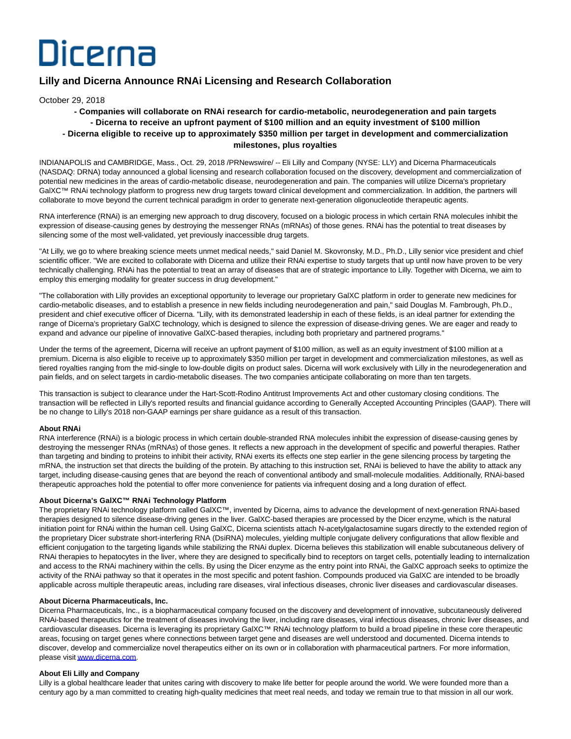# Dicerna

## Lilly and Dicerna Announce RNAi Licensing and Research Collaboration

October 29, 2018

**- Companies will collaborate on RNAi research for cardio-metabolic, neurodegeneration and pain targets**
**- Dicerna to receive an upfront payment of $100 million and an equity investment of $100 million**
**- Dicerna eligible to receive up to approximately $350 million per target in development and commercialization milestones, plus royalties**

INDIANAPOLIS and CAMBRIDGE, Mass., Oct. 29, 2018 /PRNewswire/ -- Eli Lilly and Company (NYSE: LLY) and Dicerna Pharmaceuticals (NASDAQ: DRNA) today announced a global licensing and research collaboration focused on the discovery, development and commercialization of potential new medicines in the areas of cardio-metabolic disease, neurodegeneration and pain. The companies will utilize Dicerna's proprietary GalXC™ RNAi technology platform to progress new drug targets toward clinical development and commercialization. In addition, the partners will collaborate to move beyond the current technical paradigm in order to generate next-generation oligonucleotide therapeutic agents.

RNA interference (RNAi) is an emerging new approach to drug discovery, focused on a biologic process in which certain RNA molecules inhibit the expression of disease-causing genes by destroying the messenger RNAs (mRNAs) of those genes. RNAi has the potential to treat diseases by silencing some of the most well-validated, yet previously inaccessible drug targets.

"At Lilly, we go to where breaking science meets unmet medical needs," said Daniel M. Skovronsky, M.D., Ph.D., Lilly senior vice president and chief scientific officer. "We are excited to collaborate with Dicerna and utilize their RNAi expertise to study targets that up until now have proven to be very technically challenging. RNAi has the potential to treat an array of diseases that are of strategic importance to Lilly. Together with Dicerna, we aim to employ this emerging modality for greater success in drug development."

"The collaboration with Lilly provides an exceptional opportunity to leverage our proprietary GalXC platform in order to generate new medicines for cardio-metabolic diseases, and to establish a presence in new fields including neurodegeneration and pain," said Douglas M. Fambrough, Ph.D., president and chief executive officer of Dicerna. "Lilly, with its demonstrated leadership in each of these fields, is an ideal partner for extending the range of Dicerna's proprietary GalXC technology, which is designed to silence the expression of disease-driving genes. We are eager and ready to expand and advance our pipeline of innovative GalXC-based therapies, including both proprietary and partnered programs."

Under the terms of the agreement, Dicerna will receive an upfront payment of $100 million, as well as an equity investment of $100 million at a premium. Dicerna is also eligible to receive up to approximately $350 million per target in development and commercialization milestones, as well as tiered royalties ranging from the mid-single to low-double digits on product sales. Dicerna will work exclusively with Lilly in the neurodegeneration and pain fields, and on select targets in cardio-metabolic diseases. The two companies anticipate collaborating on more than ten targets.

This transaction is subject to clearance under the Hart-Scott-Rodino Antitrust Improvements Act and other customary closing conditions. The transaction will be reflected in Lilly's reported results and financial guidance according to Generally Accepted Accounting Principles (GAAP). There will be no change to Lilly's 2018 non-GAAP earnings per share guidance as a result of this transaction.

**About RNAi**

RNA interference (RNAi) is a biologic process in which certain double-stranded RNA molecules inhibit the expression of disease-causing genes by destroying the messenger RNAs (mRNAs) of those genes. It reflects a new approach in the development of specific and powerful therapies. Rather than targeting and binding to proteins to inhibit their activity, RNAi exerts its effects one step earlier in the gene silencing process by targeting the mRNA, the instruction set that directs the building of the protein. By attaching to this instruction set, RNAi is believed to have the ability to attack any target, including disease-causing genes that are beyond the reach of conventional antibody and small-molecule modalities. Additionally, RNAi-based therapeutic approaches hold the potential to offer more convenience for patients via infrequent dosing and a long duration of effect.

**About Dicerna's GalXC™ RNAi Technology Platform**

The proprietary RNAi technology platform called GalXC™, invented by Dicerna, aims to advance the development of next-generation RNAi-based therapies designed to silence disease-driving genes in the liver. GalXC-based therapies are processed by the Dicer enzyme, which is the natural initiation point for RNAi within the human cell. Using GalXC, Dicerna scientists attach N-acetylgalactosamine sugars directly to the extended region of the proprietary Dicer substrate short-interfering RNA (DsiRNA) molecules, yielding multiple conjugate delivery configurations that allow flexible and efficient conjugation to the targeting ligands while stabilizing the RNAi duplex. Dicerna believes this stabilization will enable subcutaneous delivery of RNAi therapies to hepatocytes in the liver, where they are designed to specifically bind to receptors on target cells, potentially leading to internalization and access to the RNAi machinery within the cells. By using the Dicer enzyme as the entry point into RNAi, the GalXC approach seeks to optimize the activity of the RNAi pathway so that it operates in the most specific and potent fashion. Compounds produced via GalXC are intended to be broadly applicable across multiple therapeutic areas, including rare diseases, viral infectious diseases, chronic liver diseases and cardiovascular diseases.

**About Dicerna Pharmaceuticals, Inc.**

Dicerna Pharmaceuticals, Inc., is a biopharmaceutical company focused on the discovery and development of innovative, subcutaneously delivered RNAi-based therapeutics for the treatment of diseases involving the liver, including rare diseases, viral infectious diseases, chronic liver diseases, and cardiovascular diseases. Dicerna is leveraging its proprietary GalXC™ RNAi technology platform to build a broad pipeline in these core therapeutic areas, focusing on target genes where connections between target gene and diseases are well understood and documented. Dicerna intends to discover, develop and commercialize novel therapeutics either on its own or in collaboration with pharmaceutical partners. For more information, please visit www.dicerna.com.

**About Eli Lilly and Company**

Lilly is a global healthcare leader that unites caring with discovery to make life better for people around the world. We were founded more than a century ago by a man committed to creating high-quality medicines that meet real needs, and today we remain true to that mission in all our work.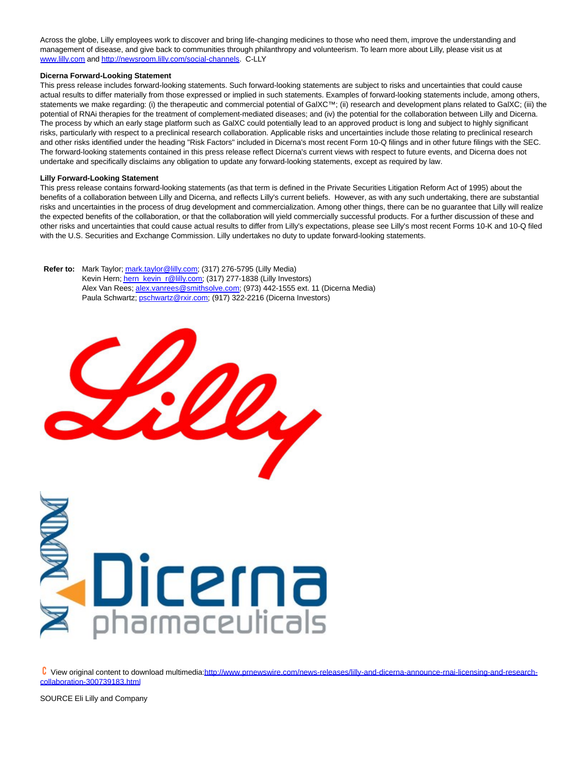Across the globe, Lilly employees work to discover and bring life-changing medicines to those who need them, improve the understanding and management of disease, and give back to communities through philanthropy and volunteerism. To learn more about Lilly, please visit us at www.lilly.com and http://newsroom.lilly.com/social-channels. C-LLY

**Dicerna Forward-Looking Statement**

This press release includes forward-looking statements. Such forward-looking statements are subject to risks and uncertainties that could cause actual results to differ materially from those expressed or implied in such statements. Examples of forward-looking statements include, among others, statements we make regarding: (i) the therapeutic and commercial potential of GalXC™; (ii) research and development plans related to GalXC; (iii) the potential of RNAi therapies for the treatment of complement-mediated diseases; and (iv) the potential for the collaboration between Lilly and Dicerna. The process by which an early stage platform such as GalXC could potentially lead to an approved product is long and subject to highly significant risks, particularly with respect to a preclinical research collaboration. Applicable risks and uncertainties include those relating to preclinical research and other risks identified under the heading "Risk Factors" included in Dicerna's most recent Form 10-Q filings and in other future filings with the SEC. The forward-looking statements contained in this press release reflect Dicerna's current views with respect to future events, and Dicerna does not undertake and specifically disclaims any obligation to update any forward-looking statements, except as required by law.

**Lilly Forward-Looking Statement**

This press release contains forward-looking statements (as that term is defined in the Private Securities Litigation Reform Act of 1995) about the benefits of a collaboration between Lilly and Dicerna, and reflects Lilly's current beliefs. However, as with any such undertaking, there are substantial risks and uncertainties in the process of drug development and commercialization. Among other things, there can be no guarantee that Lilly will realize the expected benefits of the collaboration, or that the collaboration will yield commercially successful products. For a further discussion of these and other risks and uncertainties that could cause actual results to differ from Lilly's expectations, please see Lilly's most recent Forms 10-K and 10-Q filed with the U.S. Securities and Exchange Commission. Lilly undertakes no duty to update forward-looking statements.

**Refer to:** Mark Taylor; mark.taylor@lilly.com; (317) 276-5795 (Lilly Media)
Kevin Hern; hern_kevin_r@lilly.com; (317) 277-1838 (Lilly Investors)
Alex Van Rees; alex.vanrees@smithsolve.com; (973) 442-1555 ext. 11 (Dicerna Media)
Paula Schwartz; pschwartz@rxir.com; (917) 322-2216 (Dicerna Investors)

View original content to download multimedia:http://www.prnewswire.com/news-releases/lilly-and-dicerna-announce-rnai-licensing-and-research-collaboration-300739183.html

SOURCE Eli Lilly and Company